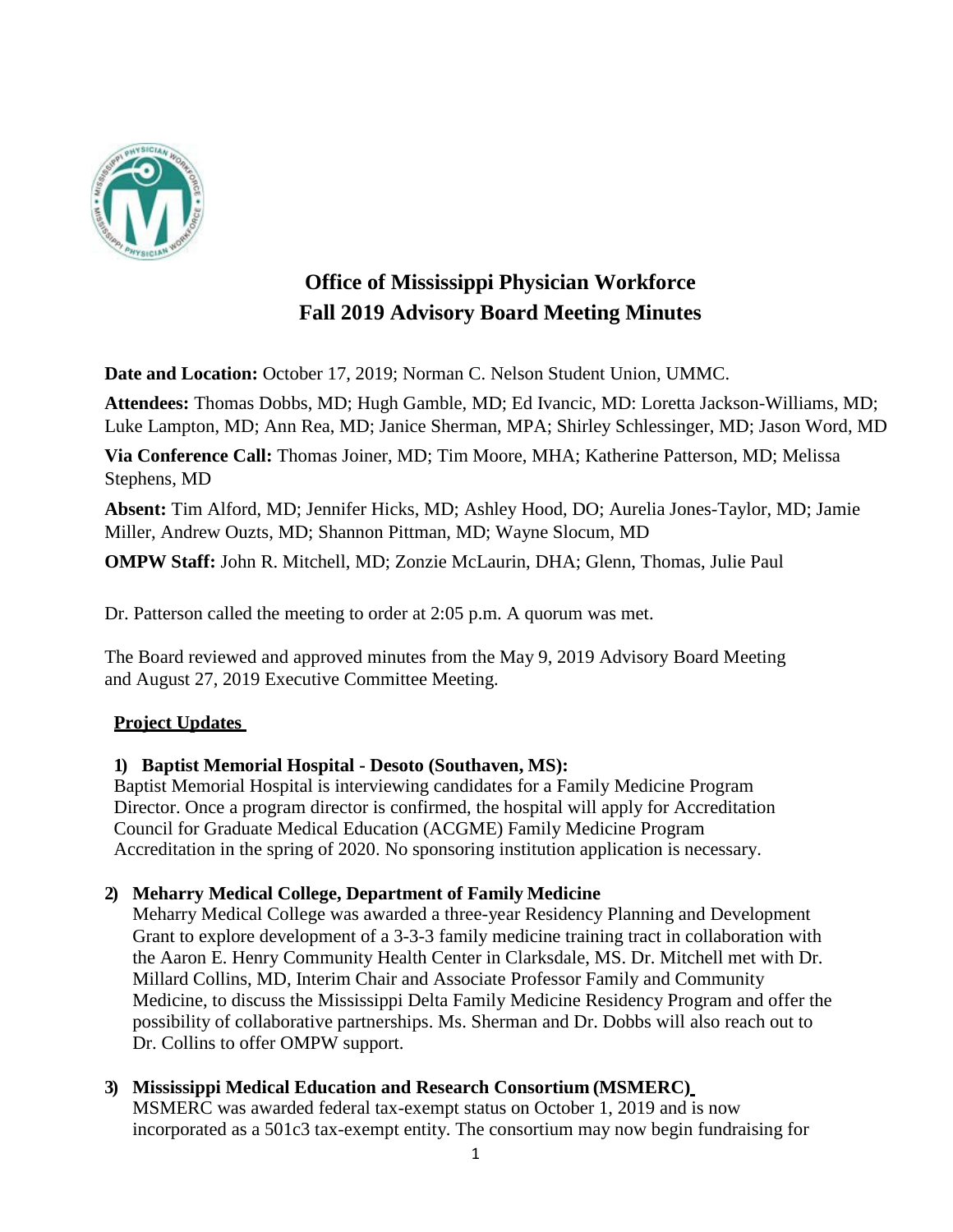# Office of Mississippi Physician Workforce
# Fall 2019 Advisory Board Meeting Minutes

**Date and Location:** October 17, 2019; Norman C. Nelson Student Union, UMMC.

**Attendees:** Thomas Dobbs, MD; Hugh Gamble, MD; Ed Ivancic, MD: Loretta Jackson-Williams, MD; Luke Lampton, MD; Ann Rea, MD; Janice Sherman, MPA; Shirley Schlessinger, MD; Jason Word, MD

**Via Conference Call:** Thomas Joiner, MD; Tim Moore, MHA; Katherine Patterson, MD; Melissa Stephens, MD

**Absent:** Tim Alford, MD; Jennifer Hicks, MD; Ashley Hood, DO; Aurelia Jones-Taylor, MD; Jamie Miller, Andrew Ouzts, MD; Shannon Pittman, MD; Wayne Slocum, MD

**OMPW Staff:** John R. Mitchell, MD; Zonzie McLaurin, DHA; Glenn, Thomas, Julie Paul

Dr. Patterson called the meeting to order at 2:05 p.m. A quorum was met.

The Board reviewed and approved minutes from the May 9, 2019 Advisory Board Meeting and August 27, 2019 Executive Committee Meeting.

## Project Updates

1) **Baptist Memorial Hospital - Desoto (Southaven, MS):**
Baptist Memorial Hospital is interviewing candidates for a Family Medicine Program Director. Once a program director is confirmed, the hospital will apply for Accreditation Council for Graduate Medical Education (ACGME) Family Medicine Program Accreditation in the spring of 2020. No sponsoring institution application is necessary.

2) **Meharry Medical College, Department of Family Medicine**
Meharry Medical College was awarded a three-year Residency Planning and Development Grant to explore development of a 3-3-3 family medicine training tract in collaboration with the Aaron E. Henry Community Health Center in Clarksdale, MS. Dr. Mitchell met with Dr. Millard Collins, MD, Interim Chair and Associate Professor Family and Community Medicine, to discuss the Mississippi Delta Family Medicine Residency Program and offer the possibility of collaborative partnerships. Ms. Sherman and Dr. Dobbs will also reach out to Dr. Collins to offer OMPW support.

3) **Mississippi Medical Education and Research Consortium (MSMERC)**
MSMERC was awarded federal tax-exempt status on October 1, 2019 and is now incorporated as a 501c3 tax-exempt entity. The consortium may now begin fundraising for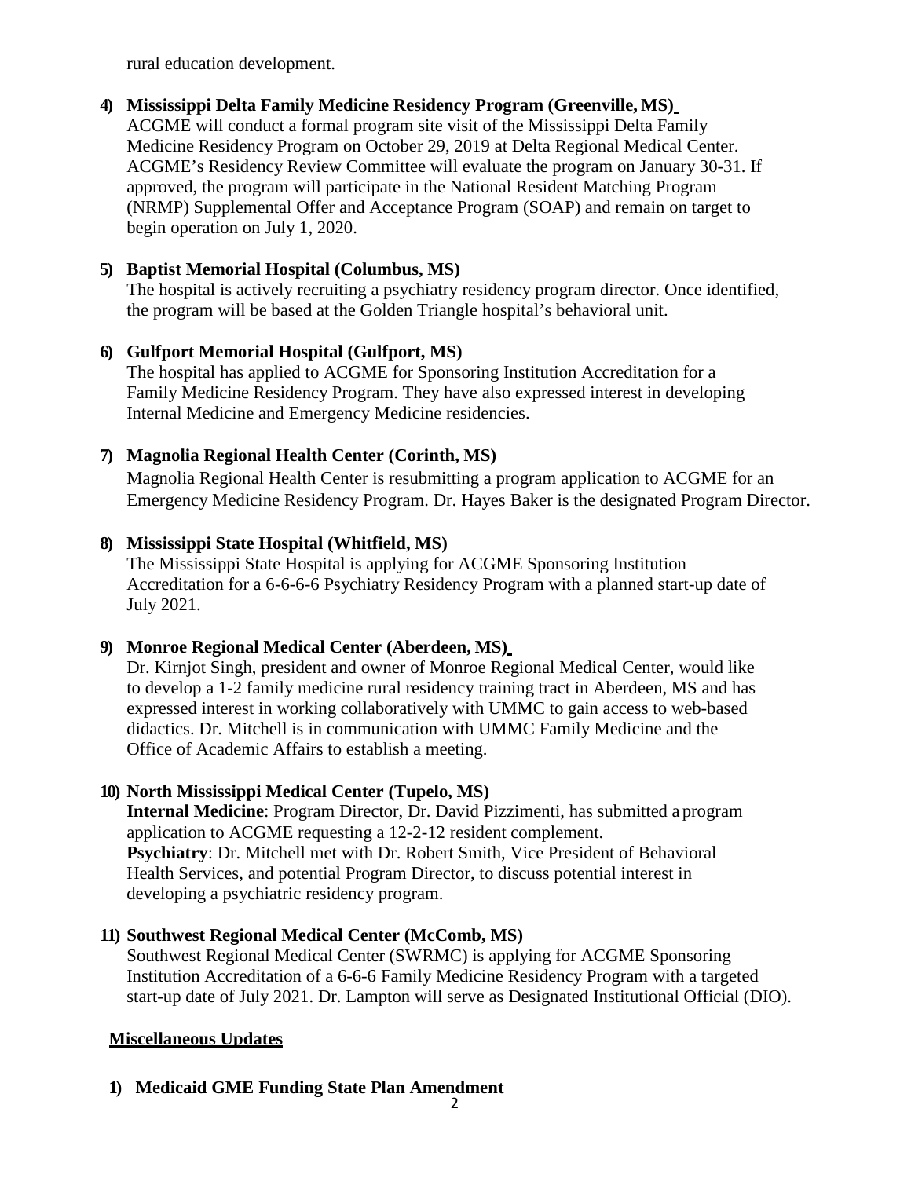rural education development.

4) **Mississippi Delta Family Medicine Residency Program (Greenville, MS)**
   ACGME will conduct a formal program site visit of the Mississippi Delta Family Medicine Residency Program on October 29, 2019 at Delta Regional Medical Center. ACGME's Residency Review Committee will evaluate the program on January 30-31. If approved, the program will participate in the National Resident Matching Program (NRMP) Supplemental Offer and Acceptance Program (SOAP) and remain on target to begin operation on July 1, 2020.

5) **Baptist Memorial Hospital (Columbus, MS)**
   The hospital is actively recruiting a psychiatry residency program director. Once identified, the program will be based at the Golden Triangle hospital's behavioral unit.

6) **Gulfport Memorial Hospital (Gulfport, MS)**
   The hospital has applied to ACGME for Sponsoring Institution Accreditation for a Family Medicine Residency Program. They have also expressed interest in developing Internal Medicine and Emergency Medicine residencies.

7) **Magnolia Regional Health Center (Corinth, MS)**
   Magnolia Regional Health Center is resubmitting a program application to ACGME for an Emergency Medicine Residency Program. Dr. Hayes Baker is the designated Program Director.

8) **Mississippi State Hospital (Whitfield, MS)**
   The Mississippi State Hospital is applying for ACGME Sponsoring Institution Accreditation for a 6-6-6-6 Psychiatry Residency Program with a planned start-up date of July 2021.

9) **Monroe Regional Medical Center (Aberdeen, MS)**
   Dr. Kirnjot Singh, president and owner of Monroe Regional Medical Center, would like to develop a 1-2 family medicine rural residency training tract in Aberdeen, MS and has expressed interest in working collaboratively with UMMC to gain access to web-based didactics. Dr. Mitchell is in communication with UMMC Family Medicine and the Office of Academic Affairs to establish a meeting.

10) **North Mississippi Medical Center (Tupelo, MS)**
    **Internal Medicine**: Program Director, Dr. David Pizzimenti, has submitted a program application to ACGME requesting a 12-2-12 resident complement.
    **Psychiatry**: Dr. Mitchell met with Dr. Robert Smith, Vice President of Behavioral Health Services, and potential Program Director, to discuss potential interest in developing a psychiatric residency program.

11) **Southwest Regional Medical Center (McComb, MS)**
    Southwest Regional Medical Center (SWRMC) is applying for ACGME Sponsoring Institution Accreditation of a 6-6-6 Family Medicine Residency Program with a targeted start-up date of July 2021. Dr. Lampton will serve as Designated Institutional Official (DIO).

## Miscellaneous Updates

1) **Medicaid GME Funding State Plan Amendment**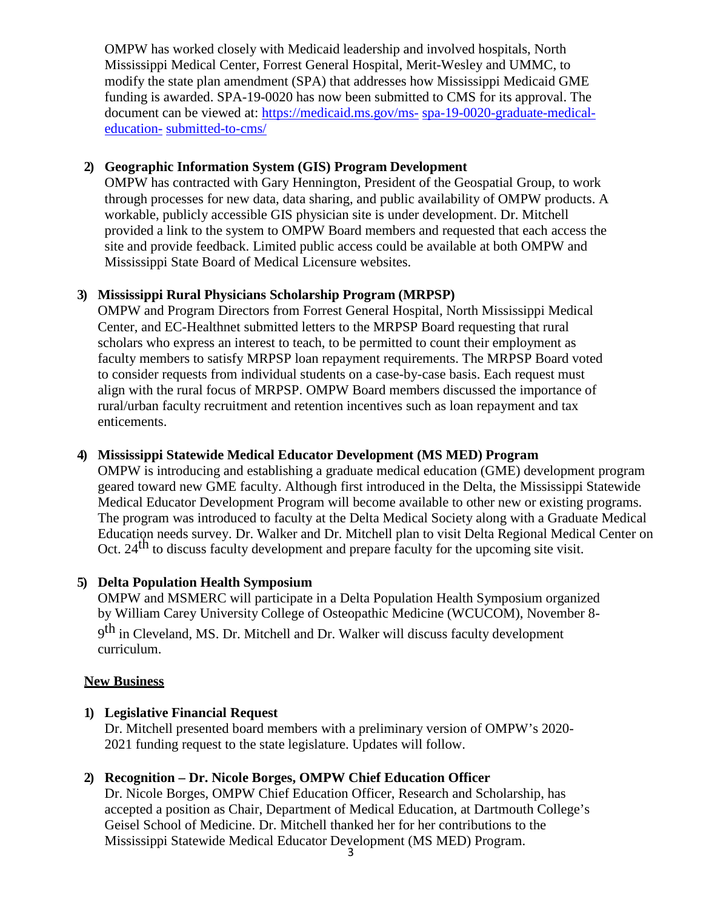OMPW has worked closely with Medicaid leadership and involved hospitals, North Mississippi Medical Center, Forrest General Hospital, Merit-Wesley and UMMC, to modify the state plan amendment (SPA) that addresses how Mississippi Medicaid GME funding is awarded. SPA-19-0020 has now been submitted to CMS for its approval. The document can be viewed at: [https://medicaid.ms.gov/ms- spa-19-0020-graduate-medical-education- submitted-to-cms/](https://medicaid.ms.gov/ms-spa-19-0020-graduate-medical-education-submitted-to-cms/)

2) **Geographic Information System (GIS) Program Development**

OMPW has contracted with Gary Hennington, President of the Geospatial Group, to work through processes for new data, data sharing, and public availability of OMPW products. A workable, publicly accessible GIS physician site is under development. Dr. Mitchell provided a link to the system to OMPW Board members and requested that each access the site and provide feedback. Limited public access could be available at both OMPW and Mississippi State Board of Medical Licensure websites.

3) **Mississippi Rural Physicians Scholarship Program (MRPSP)**

OMPW and Program Directors from Forrest General Hospital, North Mississippi Medical Center, and EC-Healthnet submitted letters to the MRPSP Board requesting that rural scholars who express an interest to teach, to be permitted to count their employment as faculty members to satisfy MRPSP loan repayment requirements. The MRPSP Board voted to consider requests from individual students on a case-by-case basis. Each request must align with the rural focus of MRPSP. OMPW Board members discussed the importance of rural/urban faculty recruitment and retention incentives such as loan repayment and tax enticements.

4) **Mississippi Statewide Medical Educator Development (MS MED) Program**

OMPW is introducing and establishing a graduate medical education (GME) development program geared toward new GME faculty. Although first introduced in the Delta, the Mississippi Statewide Medical Educator Development Program will become available to other new or existing programs. The program was introduced to faculty at the Delta Medical Society along with a Graduate Medical Education needs survey. Dr. Walker and Dr. Mitchell plan to visit Delta Regional Medical Center on Oct. 24th to discuss faculty development and prepare faculty for the upcoming site visit.

5) **Delta Population Health Symposium**

OMPW and MSMERC will participate in a Delta Population Health Symposium organized by William Carey University College of Osteopathic Medicine (WCUCOM), November 8-9th in Cleveland, MS. Dr. Mitchell and Dr. Walker will discuss faculty development curriculum.

**<u>New Business</u>**

1) **Legislative Financial Request**

Dr. Mitchell presented board members with a preliminary version of OMPW's 2020-2021 funding request to the state legislature. Updates will follow.

2) **Recognition – Dr. Nicole Borges, OMPW Chief Education Officer**

Dr. Nicole Borges, OMPW Chief Education Officer, Research and Scholarship, has accepted a position as Chair, Department of Medical Education, at Dartmouth College's Geisel School of Medicine. Dr. Mitchell thanked her for her contributions to the Mississippi Statewide Medical Educator Development (MS MED) Program.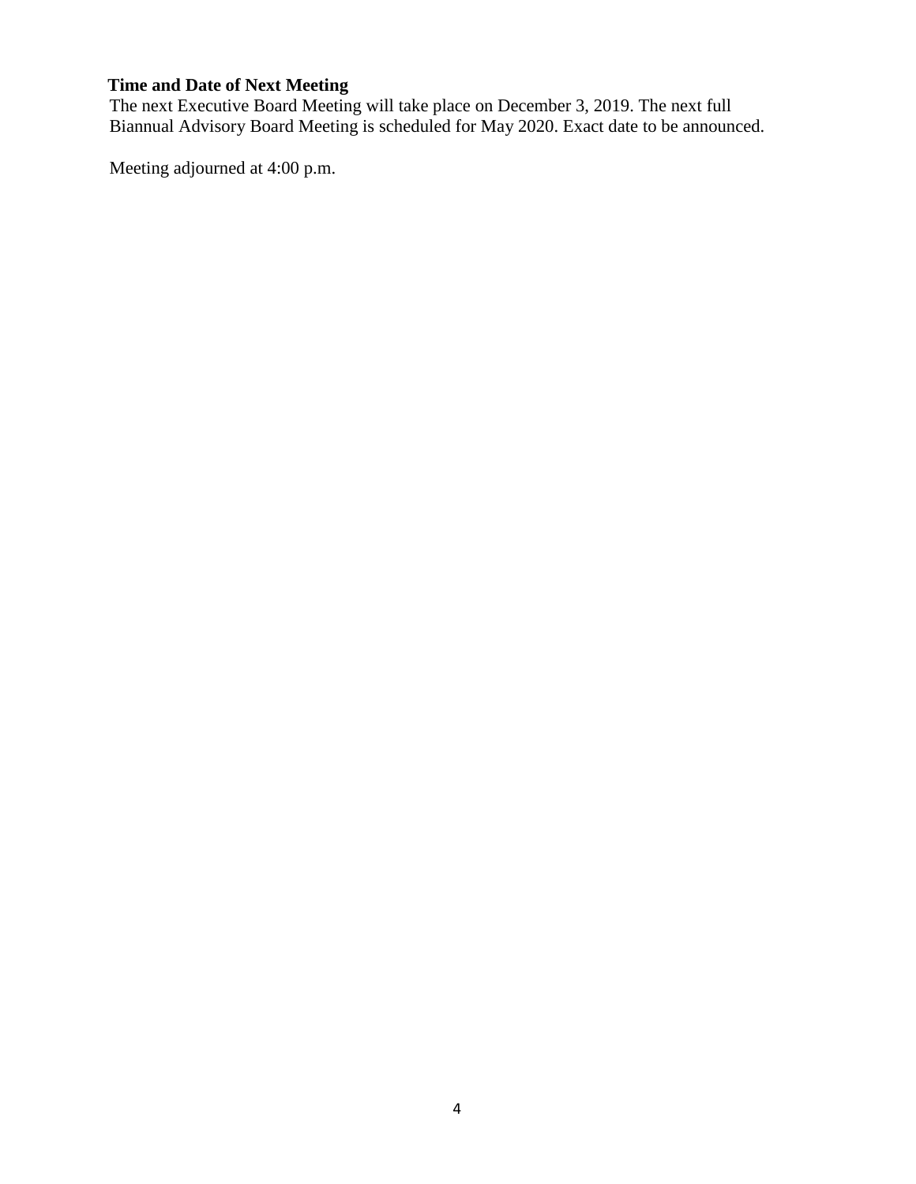**Time and Date of Next Meeting**

The next Executive Board Meeting will take place on December 3, 2019. The next full Biannual Advisory Board Meeting is scheduled for May 2020. Exact date to be announced.

Meeting adjourned at 4:00 p.m.